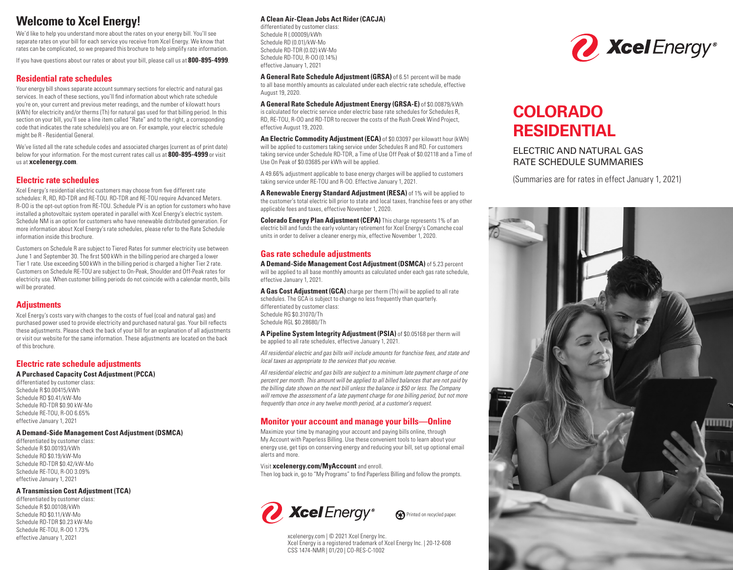# Welcome to Xcel Energy!

We'd like to help you understand more about the rates on your energy bill. You'll see separate rates on your bill for each service you receive from Xcel Energy. We know that rates can be complicated, so we prepared this brochure to help simplify rate information.

If you have questions about our rates or about your bill, please call us at **800-895-4999**.

## Residential rate schedules

Your energy bill shows separate account summary sections for electric and natural gas services. In each of these sections, you'll find information about which rate schedule you're on, your current and previous meter readings, and the number of kilowatt hours (kWh) for electricity and/or therms (Th) for natural gas used for that billing period. In this section on your bill, you'll see a line item called "Rate" and to the right, a corresponding code that indicates the rate schedule(s) you are on. For example, your electric schedule might be R - Residential General.

We've listed all the rate schedule codes and associated charges (current as of print date) below for your information. For the most current rates call us at **800-895-4999** or visit us at **xcelenergy.com**.

## Electric rate schedules

Xcel Energy's residential electric customers may choose from five different rate schedules: R, RD, RD-TDR and RE-TOU. RD-TDR and RE-TOU require Advanced Meters. R-OO is the opt-out option from RE-TOU. Schedule PV is an option for customers who have installed a photovoltaic system operated in parallel with Xcel Energy's electric system. Schedule NM is an option for customers who have renewable distributed generation. For more information about Xcel Energy's rate schedules, please refer to the Rate Schedule information inside this brochure.

Customers on Schedule R are subject to Tiered Rates for summer electricity use between June 1 and September 30. The first 500 kWh in the billing period are charged a lower Tier 1 rate. Use exceeding 500 kWh in the billing period is charged a higher Tier 2 rate. Customers on Schedule RE-TOU are subject to On-Peak, Shoulder and Off-Peak rates for electricity use. When customer billing periods do not coincide with a calendar month, bills will be prorated.

## Adjustments

Xcel Energy's costs vary with changes to the costs of fuel (coal and natural gas) and purchased power used to provide electricity and purchased natural gas. Your bill reflects these adjustments. Please check the back of your bill for an explanation of all adjustments or visit our website for the same information. These adjustments are located on the back of this brochure.

## Electric rate schedule adjustments

**A Purchased Capacity Cost Adjustment (PCCA)**
differentiated by customer class:
Schedule R $0.00415/kWh
Schedule RD $0.41/kW-Mo
Schedule RD-TDR $0.90 kW-Mo
Schedule RE-TOU, R-OO 6.65%
effective January 1, 2021

**A Demand-Side Management Cost Adjustment (DSMCA)**
differentiated by customer class:
Schedule R $0.00193/kWh
Schedule RD $0.19/kW-Mo
Schedule RD-TDR $0.42/kW-Mo
Schedule RE-TOU, R-OO 3.09%
effective January 1, 2021

**A Transmission Cost Adjustment (TCA)**
differentiated by customer class:
Schedule R $0.00108/kWh
Schedule RD $0.11/kW-Mo
Schedule RD-TDR $0.23 kW-Mo
Schedule RE-TOU, R-OO 1.73%
effective January 1, 2021

**A Clean Air-Clean Jobs Act Rider (CACJA)**
differentiated by customer class:
Schedule R (.00009)/kWh
Schedule RD (0.01)/kW-Mo
Schedule RD-TDR (0.02) kW-Mo
Schedule RD-TOU, R-OO (0.14%)
effective January 1, 2021

**A General Rate Schedule Adjustment (GRSA)** of 6.51 percent will be made to all base monthly amounts as calculated under each electric rate schedule, effective August 19, 2020.

**A General Rate Schedule Adjustment Energy (GRSA-E)** of $0.00879/kWh is calculated for electric service under electric base rate schedules for Schedules R, RD, RE-TOU, R-OO and RD-TDR to recover the costs of the Rush Creek Wind Project, effective August 19, 2020.

**An Electric Commodity Adjustment (ECA)** of $0.03097 per kilowatt hour (kWh) will be applied to customers taking service under Schedules R and RD. For customers taking service under Schedule RD-TDR, a Time of Use Off Peak of $0.02118 and a Time of Use On Peak of $0.03685 per kWh will be applied.

A 49.66% adjustment applicable to base energy charges will be applied to customers taking service under RE-TOU and R-OO. Effective January 1, 2021.

**A Renewable Energy Standard Adjustment (RESA)** of 1% will be applied to the customer's total electric bill prior to state and local taxes, franchise fees or any other applicable fees and taxes, effective November 1, 2020.

**Colorado Energy Plan Adjustment (CEPA)** This charge represents 1% of an electric bill and funds the early voluntary retirement for Xcel Energy's Comanche coal units in order to deliver a cleaner energy mix, effective November 1, 2020.

## Gas rate schedule adjustments

**A Demand-Side Management Cost Adjustment (DSMCA)** of 5.23 percent will be applied to all base monthly amounts as calculated under each gas rate schedule, effective January 1, 2021.

**A Gas Cost Adjustment (GCA)** charge per therm (Th) will be applied to all rate schedules. The GCA is subject to change no less frequently than quarterly.
differentiated by customer class:
Schedule RG $0.31070/Th
Schedule RGL $0.28680/Th

**A Pipeline System Integrity Adjustment (PSIA)** of $0.05168 per therm will be applied to all rate schedules, effective January 1, 2021.

*All residential electric and gas bills will include amounts for franchise fees, and state and local taxes as appropriate to the services that you receive.*

*All residential electric and gas bills are subject to a minimum late payment charge of one percent per month. This amount will be applied to all billed balances that are not paid by the billing date shown on the next bill unless the balance is $50 or less. The Company will remove the assessment of a late payment charge for one billing period, but not more frequently than once in any twelve month period, at a customer's request.*

## Monitor your account and manage your bills—Online

Maximize your time by managing your account and paying bills online, through My Account with Paperless Billing. Use these convenient tools to learn about your energy use, get tips on conserving energy and reducing your bill, set up optional email alerts and more.

Visit **xcelenergy.com/MyAccount** and enroll.
Then log back in, go to "My Programs" to find Paperless Billing and follow the prompts.

Xcel Energy®

Printed on recycled paper.

xcelenergy.com | © 2021 Xcel Energy Inc.
Xcel Energy is a registered trademark of Xcel Energy Inc. | 20-12-608
CSS 1474-NMR | 01/20 | CO-RES-C-1002

Xcel Energy®

# COLORADO RESIDENTIAL

ELECTRIC AND NATURAL GAS RATE SCHEDULE SUMMARIES

(Summaries are for rates in effect January 1, 2021)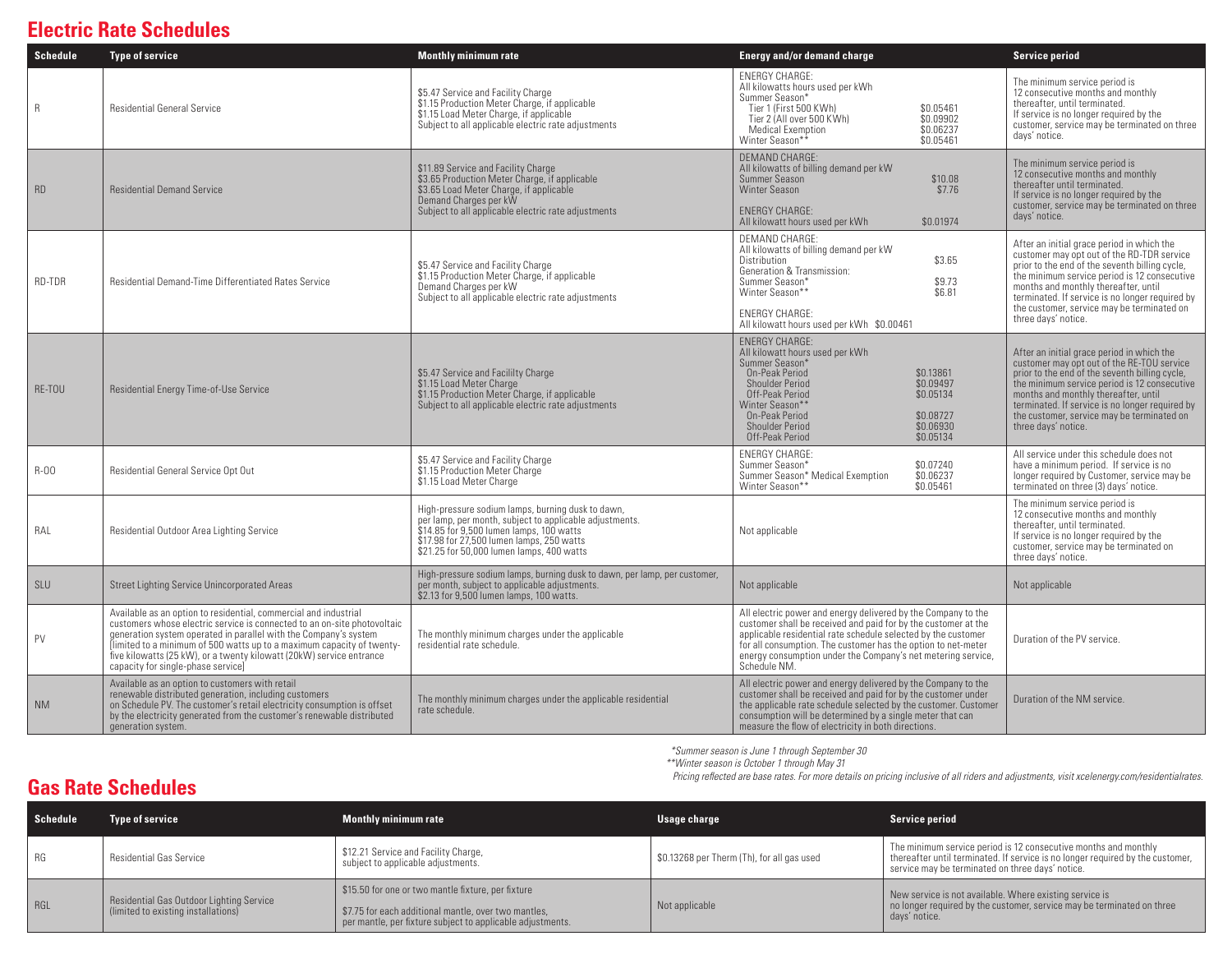## Electric Rate Schedules

| Schedule | Type of service | Monthly minimum rate | Energy and/or demand charge | Service period |
|---|---|---|---|---|
| R | Residential General Service | $5.47 Service and Facility Charge<br>$1.15 Production Meter Charge, if applicable<br>$1.15 Load Meter Charge, if applicable<br>Subject to all applicable electric rate adjustments | ENERGY CHARGE:<br>All kilowatts hours used per kWh<br>Summer Season*<br>Tier 1 (First 500 KWh) $0.05461<br>Tier 2 (All over 500 KWh) $0.09902<br>Medical Exemption $0.06237<br>Winter Season** $0.05461 | The minimum service period is 12 consecutive months and monthly thereafter, until terminated. If service is no longer required by the customer, service may be terminated on three days' notice. |
| RD | Residential Demand Service | $11.89 Service and Facility Charge<br>$3.65 Production Meter Charge, if applicable<br>$3.65 Load Meter Charge, if applicable<br>Demand Charges per kW<br>Subject to all applicable electric rate adjustments | DEMAND CHARGE:<br>All kilowatts of billing demand per kW<br>Summer Season $10.08<br>Winter Season $7.76<br>ENERGY CHARGE:<br>All kilowatt hours used per kWh $0.01974 | The minimum service period is 12 consecutive months and monthly thereafter until terminated. If service is no longer required by the customer, service may be terminated on three days' notice. |
| RD-TDR | Residential Demand-Time Differentiated Rates Service | $5.47 Service and Facility Charge<br>$1.15 Production Meter Charge, if applicable<br>Demand Charges per kW<br>Subject to all applicable electric rate adjustments | DEMAND CHARGE:<br>All kilowatts of billing demand per kW<br>Distribution $3.65<br>Generation & Transmission:<br>Summer Season* $9.73<br>Winter Season** $6.81<br>ENERGY CHARGE:<br>All kilowatt hours used per kWh $0.00461 | After an initial grace period in which the customer may opt out of the RD-TDR service prior to the end of the seventh billing cycle, the minimum service period is 12 consecutive months and monthly thereafter, until terminated. If service is no longer required by the customer, service may be terminated on three days' notice. |
| RE-TOU | Residential Energy Time-of-Use Service | $5.47 Service and Facililty Charge<br>$1.15 Load Meter Charge<br>$1.15 Production Meter Charge, if applicable<br>Subject to all applicable electric rate adjustments | ENERGY CHARGE:<br>All kilowatt hours used per kWh<br>Summer Season*<br>On-Peak Period $0.13861<br>Shoulder Period $0.09497<br>Off-Peak Period $0.05134<br>Winter Season**<br>On-Peak Period $0.08727<br>Shoulder Period $0.06930<br>Off-Peak Period $0.05134 | After an initial grace period in which the customer may opt out of the RE-TOU service prior to the end of the seventh billing cycle, the minimum service period is 12 consecutive months and monthly thereafter, until terminated. If service is no longer required by the customer, service may be terminated on three days' notice. |
| R-OO | Residential General Service Opt Out | $5.47 Service and Facility Charge<br>$1.15 Production Meter Charge<br>$1.15 Load Meter Charge | ENERGY CHARGE:<br>Summer Season* $0.07240<br>Summer Season* Medical Exemption $0.06237<br>Winter Season** $0.05461 | All service under this schedule does not have a minimum period. If service is no longer required by Customer, service may be terminated on three (3) days' notice. |
| RAL | Residential Outdoor Area Lighting Service | High-pressure sodium lamps, burning dusk to dawn, per lamp, per month, subject to applicable adjustments.<br>$14.85 for 9,500 lumen lamps, 100 watts<br>$17.98 for 27,500 lumen lamps, 250 watts<br>$21.25 for 50,000 lumen lamps, 400 watts | Not applicable | The minimum service period is 12 consecutive months and monthly thereafter, until terminated. If service is no longer required by the customer, service may be terminated on three days' notice. |
| SLU | Street Lighting Service Unincorporated Areas | High-pressure sodium lamps, burning dusk to dawn, per lamp, per customer, per month, subject to applicable adjustments.<br>$2.13 for 9,500 lumen lamps, 100 watts. | Not applicable | Not applicable |
| PV | Available as an option to residential, commercial and industrial customers whose electric service is connected to an on-site photovoltaic generation system operated in parallel with the Company's system [limited to a minimum of 500 watts up to a maximum capacity of twenty-five kilowatts (25 kW), or a twenty kilowatt (20kW) service entrance capacity for single-phase service] | The monthly minimum charges under the applicable residential rate schedule. | All electric power and energy delivered by the Company to the customer shall be received and paid for by the customer at the applicable residential rate schedule selected by the customer for all consumption. The customer has the option to net-meter energy consumption under the Company's net metering service, Schedule NM. | Duration of the PV service. |
| NM | Available as an option to customers with retail renewable distributed generation, including customers on Schedule PV. The customer's retail electricity consumption is offset by the electricity generated from the customer's renewable distributed generation system. | The monthly minimum charges under the applicable residential rate schedule. | All electric power and energy delivered by the Company to the customer shall be received and paid for by the customer under the applicable rate schedule selected by the customer. Customer consumption will be determined by a single meter that can measure the flow of electricity in both directions. | Duration of the NM service. |

*Summer season is June 1 through September 30

**Winter season is October 1 through May 31

Pricing reflected are base rates. For more details on pricing inclusive of all riders and adjustments, visit xcelenergy.com/residentialrates.

## Gas Rate Schedules

| Schedule | Type of service | Monthly minimum rate | Usage charge | Service period |
|---|---|---|---|---|
| RG | Residential Gas Service | $12.21 Service and Facility Charge, subject to applicable adjustments. | $0.13268 per Therm (Th), for all gas used | The minimum service period is 12 consecutive months and monthly thereafter until terminated. If service is no longer required by the customer, service may be terminated on three days' notice. |
| RGL | Residential Gas Outdoor Lighting Service (limited to existing installations) | $15.50 for one or two mantle fixture, per fixture<br>$7.75 for each additional mantle, over two mantles, per mantle, per fixture subject to applicable adjustments. | Not applicable | New service is not available. Where existing service is no longer required by the customer, service may be terminated on three days' notice. |